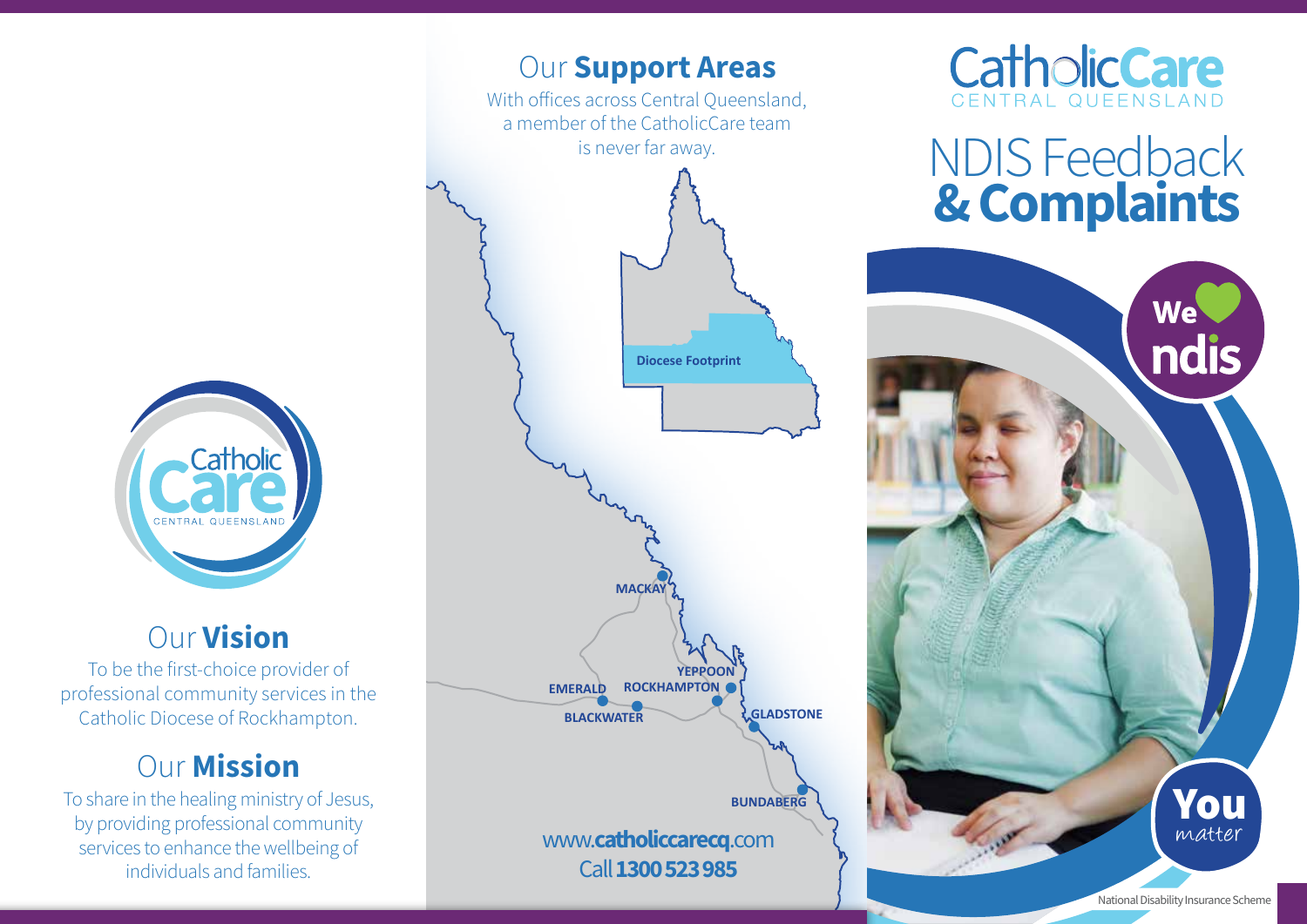Catholic Care
CENTRAL QUEENSLAND

## Our **Vision**

To be the first-choice provider of professional community services in the Catholic Diocese of Rockhampton.

## Our **Mission**

To share in the healing ministry of Jesus, by providing professional community services to enhance the wellbeing of individuals and families.

## Our **Support Areas**

With offices across Central Queensland, a member of the CatholicCare team is never far away.

Diocese Footprint

MACKAY

YEPPOON

EMERALD

ROCKHAMPTON

BLACKWATER

GLADSTONE

BUNDABERG

www.**catholiccarecq**.com

Call **1300 523 985**

CatholicCare
CENTRAL QUEENSLAND

# NDIS Feedback **& Complaints**

We ♥ ndis

You matter

National Disability Insurance Scheme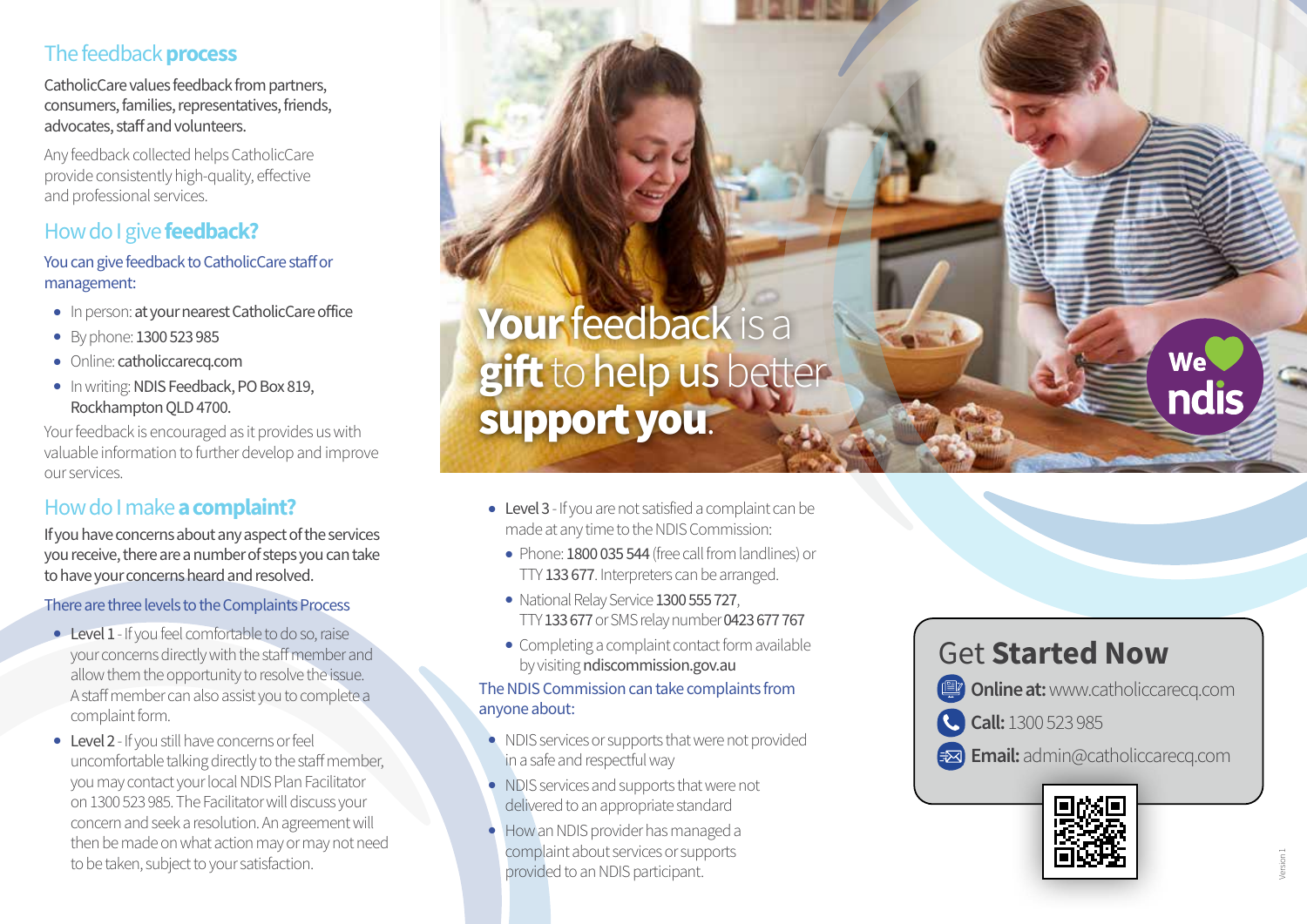## The feedback **process**

CatholicCare values feedback from partners, consumers, families, representatives, friends, advocates, staff and volunteers.

Any feedback collected helps CatholicCare provide consistently high-quality, effective and professional services.

## How do I give **feedback?**

You can give feedback to CatholicCare staff or management:

- In person: at your nearest CatholicCare office
- By phone: 1300 523 985
- Online: catholiccarecq.com
- In writing: NDIS Feedback, PO Box 819, Rockhampton QLD 4700.

Your feedback is encouraged as it provides us with valuable information to further develop and improve our services.

## How do I make **a complaint?**

If you have concerns about any aspect of the services you receive, there are a number of steps you can take to have your concerns heard and resolved.

There are three levels to the Complaints Process

- Level 1 - If you feel comfortable to do so, raise your concerns directly with the staff member and allow them the opportunity to resolve the issue. A staff member can also assist you to complete a complaint form.
- Level 2 - If you still have concerns or feel uncomfortable talking directly to the staff member, you may contact your local NDIS Plan Facilitator on 1300 523 985. The Facilitator will discuss your concern and seek a resolution. An agreement will then be made on what action may or may not need to be taken, subject to your satisfaction.
- Level 3 - If you are not satisfied a complaint can be made at any time to the NDIS Commission:
  - Phone: 1800 035 544 (free call from landlines) or TTY 133 677. Interpreters can be arranged.
  - National Relay Service 1300 555 727, TTY 133 677 or SMS relay number 0423 677 767
  - Completing a complaint contact form available by visiting ndiscommission.gov.au

The NDIS Commission can take complaints from anyone about:

- NDIS services or supports that were not provided in a safe and respectful way
- NDIS services and supports that were not delivered to an appropriate standard
- How an NDIS provider has managed a complaint about services or supports provided to an NDIS participant.

# **Your** feedback is a **gift** to help us better **support you**.

We ndis

## Get **Started Now**

**Online at:** www.catholiccarecq.com

**Call:** 1300 523 985

**Email:** admin@catholiccarecq.com

Version 1